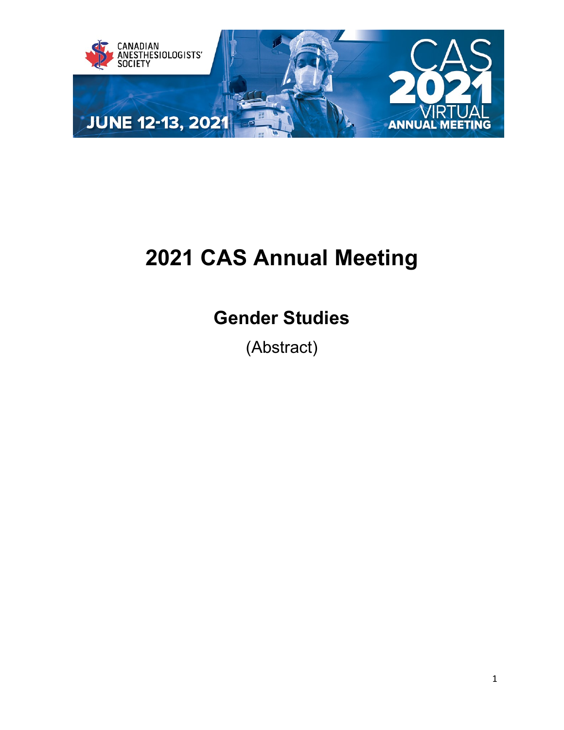# 2021 CAS Annual Meeting

## Gender Studies

(Abstract)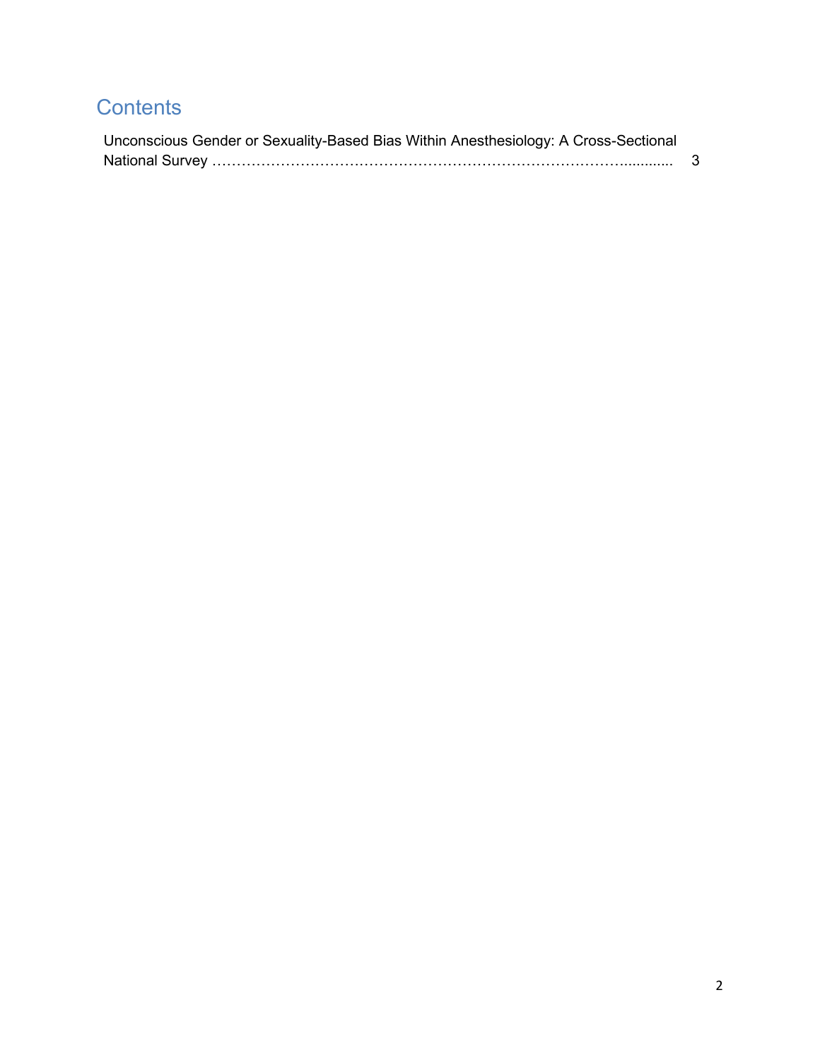## Contents

Unconscious Gender or Sexuality-Based Bias Within Anesthesiology: A Cross-Sectional National Survey ………………………………………………………………………….............. 3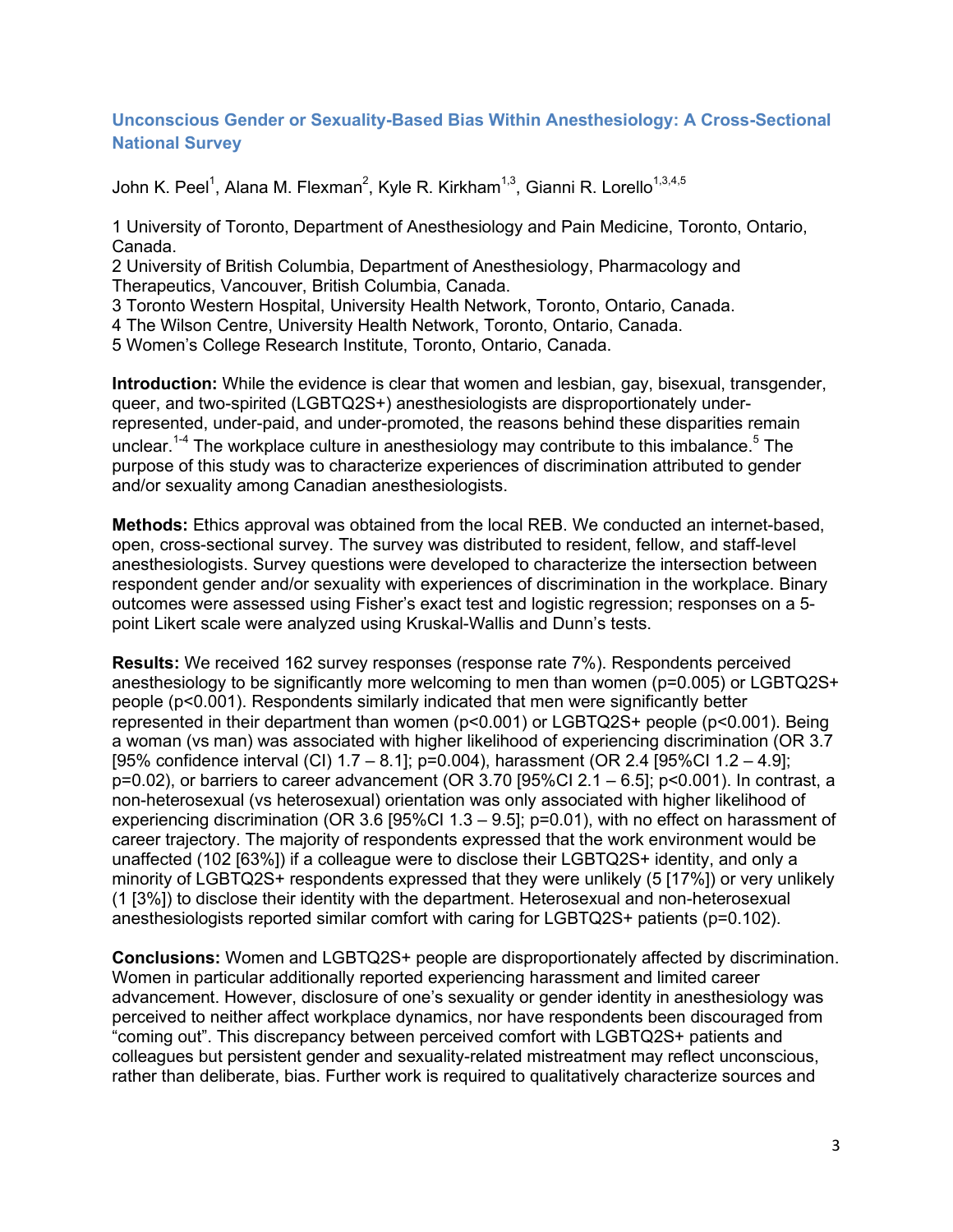## Unconscious Gender or Sexuality-Based Bias Within Anesthesiology: A Cross-Sectional National Survey

John K. Peel[1], Alana M. Flexman[2], Kyle R. Kirkham[1,3], Gianni R. Lorello[1,3,4,5]

1 University of Toronto, Department of Anesthesiology and Pain Medicine, Toronto, Ontario, Canada.
2 University of British Columbia, Department of Anesthesiology, Pharmacology and Therapeutics, Vancouver, British Columbia, Canada.
3 Toronto Western Hospital, University Health Network, Toronto, Ontario, Canada.
4 The Wilson Centre, University Health Network, Toronto, Ontario, Canada.
5 Women's College Research Institute, Toronto, Ontario, Canada.

**Introduction:** While the evidence is clear that women and lesbian, gay, bisexual, transgender, queer, and two-spirited (LGBTQ2S+) anesthesiologists are disproportionately under-represented, under-paid, and under-promoted, the reasons behind these disparities remain unclear.[1-4] The workplace culture in anesthesiology may contribute to this imbalance.[5] The purpose of this study was to characterize experiences of discrimination attributed to gender and/or sexuality among Canadian anesthesiologists.

**Methods:** Ethics approval was obtained from the local REB. We conducted an internet-based, open, cross-sectional survey. The survey was distributed to resident, fellow, and staff-level anesthesiologists. Survey questions were developed to characterize the intersection between respondent gender and/or sexuality with experiences of discrimination in the workplace. Binary outcomes were assessed using Fisher's exact test and logistic regression; responses on a 5-point Likert scale were analyzed using Kruskal-Wallis and Dunn's tests.

**Results:** We received 162 survey responses (response rate 7%). Respondents perceived anesthesiology to be significantly more welcoming to men than women ($p=0.005$) or LGBTQ2S+ people ($p<0.001$). Respondents similarly indicated that men were significantly better represented in their department than women ($p<0.001$) or LGBTQ2S+ people ($p<0.001$). Being a woman (vs man) was associated with higher likelihood of experiencing discrimination (OR 3.7 [95% confidence interval (CI) 1.7 – 8.1]; $p=0.004$), harassment (OR 2.4 [95%CI 1.2 – 4.9]; $p=0.02$), or barriers to career advancement (OR 3.70 [95%CI 2.1 – 6.5]; $p<0.001$). In contrast, a non-heterosexual (vs heterosexual) orientation was only associated with higher likelihood of experiencing discrimination (OR 3.6 [95%CI 1.3 – 9.5]; $p=0.01$), with no effect on harassment of career trajectory. The majority of respondents expressed that the work environment would be unaffected (102 [63%]) if a colleague were to disclose their LGBTQ2S+ identity, and only a minority of LGBTQ2S+ respondents expressed that they were unlikely (5 [17%]) or very unlikely (1 [3%]) to disclose their identity with the department. Heterosexual and non-heterosexual anesthesiologists reported similar comfort with caring for LGBTQ2S+ patients ($p=0.102$).

**Conclusions:** Women and LGBTQ2S+ people are disproportionately affected by discrimination. Women in particular additionally reported experiencing harassment and limited career advancement. However, disclosure of one's sexuality or gender identity in anesthesiology was perceived to neither affect workplace dynamics, nor have respondents been discouraged from "coming out". This discrepancy between perceived comfort with LGBTQ2S+ patients and colleagues but persistent gender and sexuality-related mistreatment may reflect unconscious, rather than deliberate, bias. Further work is required to qualitatively characterize sources and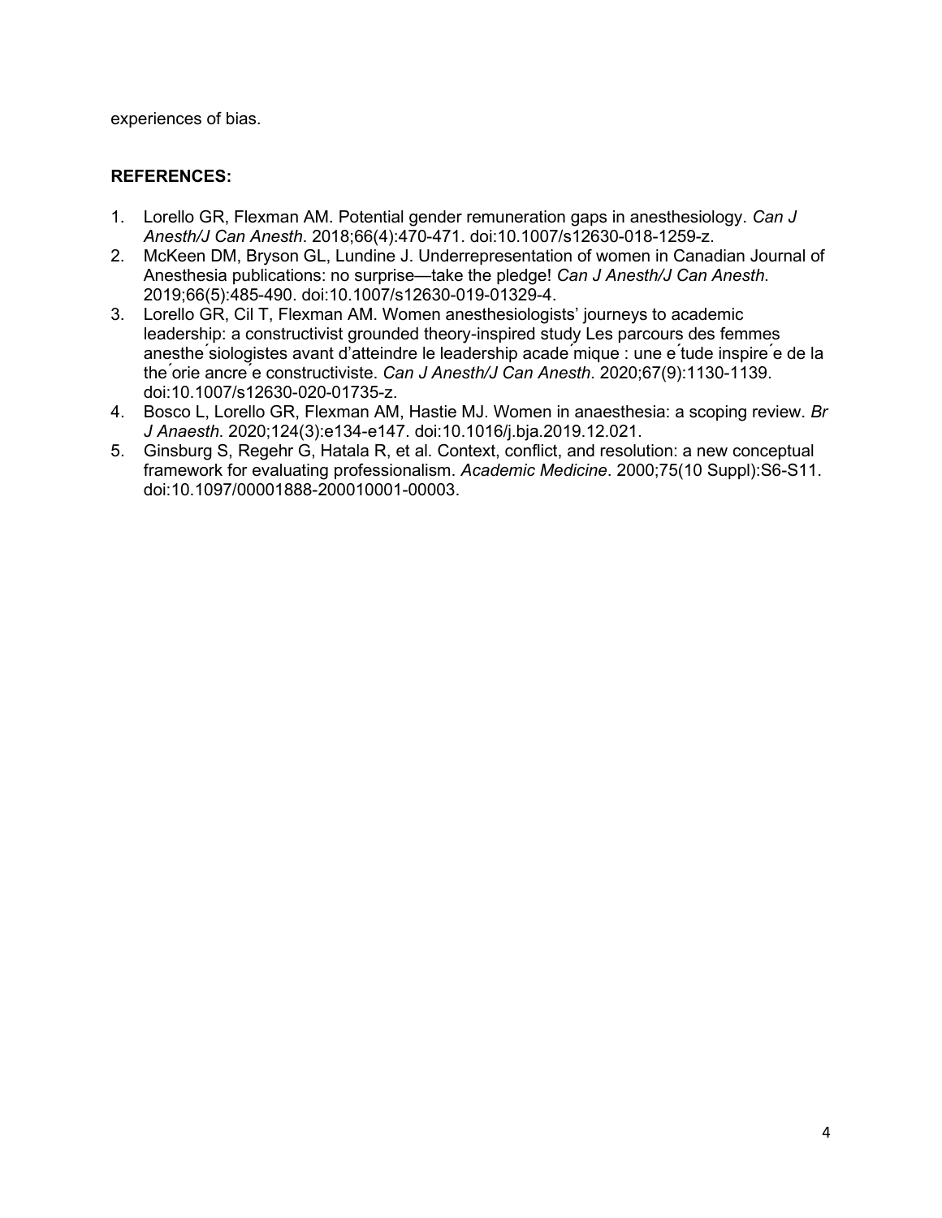experiences of bias.

**REFERENCES:**

1. Lorello GR, Flexman AM. Potential gender remuneration gaps in anesthesiology. *Can J Anesth/J Can Anesth*. 2018;66(4):470-471. doi:10.1007/s12630-018-1259-z.
2. McKeen DM, Bryson GL, Lundine J. Underrepresentation of women in Canadian Journal of Anesthesia publications: no surprise—take the pledge! *Can J Anesth/J Can Anesth*. 2019;66(5):485-490. doi:10.1007/s12630-019-01329-4.
3. Lorello GR, Cil T, Flexman AM. Women anesthesiologists' journeys to academic leadership: a constructivist grounded theory-inspired study Les parcours des femmes anesthésiologistes avant d'atteindre le leadership académique : une étude inspirée de la théorie ancrée constructiviste. *Can J Anesth/J Can Anesth*. 2020;67(9):1130-1139. doi:10.1007/s12630-020-01735-z.
4. Bosco L, Lorello GR, Flexman AM, Hastie MJ. Women in anaesthesia: a scoping review. *Br J Anaesth*. 2020;124(3):e134-e147. doi:10.1016/j.bja.2019.12.021.
5. Ginsburg S, Regehr G, Hatala R, et al. Context, conflict, and resolution: a new conceptual framework for evaluating professionalism. *Academic Medicine*. 2000;75(10 Suppl):S6-S11. doi:10.1097/00001888-200010001-00003.